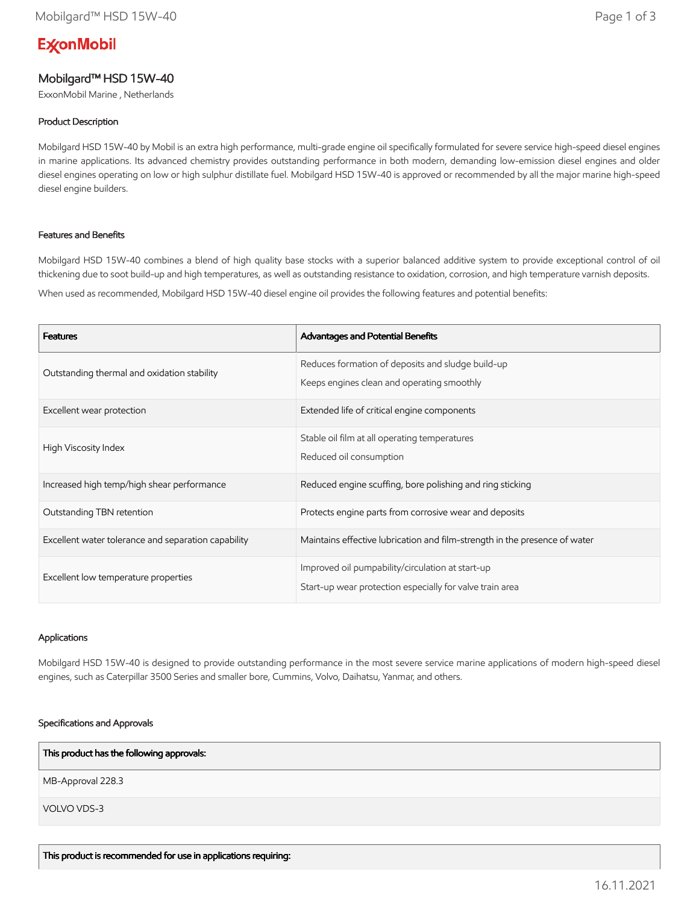ExxonMobil

# Mobilgard™ HSD 15W-40

ExxonMobil Marine , Netherlands

## Product Description

Mobilgard HSD 15W-40 by Mobil is an extra high performance, multi-grade engine oil specifically formulated for severe service high-speed diesel engines in marine applications. Its advanced chemistry provides outstanding performance in both modern, demanding low-emission diesel engines and older diesel engines operating on low or high sulphur distillate fuel. Mobilgard HSD 15W-40 is approved or recommended by all the major marine high-speed diesel engine builders.

## Features and Benefits

Mobilgard HSD 15W-40 combines a blend of high quality base stocks with a superior balanced additive system to provide exceptional control of oil thickening due to soot build-up and high temperatures, as well as outstanding resistance to oxidation, corrosion, and high temperature varnish deposits.

When used as recommended, Mobilgard HSD 15W-40 diesel engine oil provides the following features and potential benefits:

| Features | Advantages and Potential Benefits |
|---|---|
| Outstanding thermal and oxidation stability | Reduces formation of deposits and sludge build-up<br>Keeps engines clean and operating smoothly |
| Excellent wear protection | Extended life of critical engine components |
| High Viscosity Index | Stable oil film at all operating temperatures<br>Reduced oil consumption |
| Increased high temp/high shear performance | Reduced engine scuffing, bore polishing and ring sticking |
| Outstanding TBN retention | Protects engine parts from corrosive wear and deposits |
| Excellent water tolerance and separation capability | Maintains effective lubrication and film-strength in the presence of water |
| Excellent low temperature properties | Improved oil pumpability/circulation at start-up<br>Start-up wear protection especially for valve train area |

## Applications

Mobilgard HSD 15W-40 is designed to provide outstanding performance in the most severe service marine applications of modern high-speed diesel engines, such as Caterpillar 3500 Series and smaller bore, Cummins, Volvo, Daihatsu, Yanmar, and others.

## Specifications and Approvals

| This product has the following approvals: |
|---|
| MB-Approval 228.3 |
| VOLVO VDS-3 |

| This product is recommended for use in applications requiring: |
|---|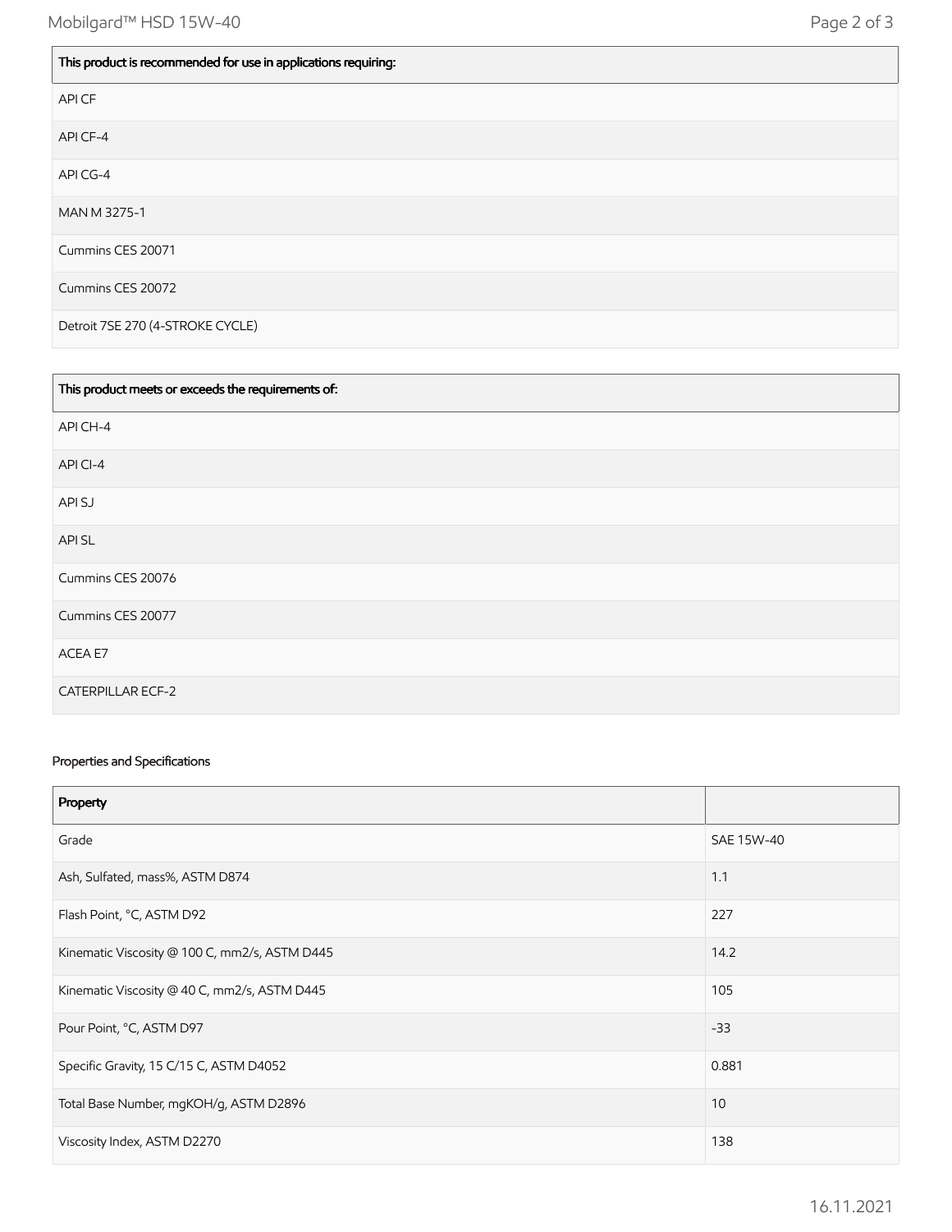| This product is recommended for use in applications requiring: |
| --- |
| API CF |
| API CF-4 |
| API CG-4 |
| MAN M 3275-1 |
| Cummins CES 20071 |
| Cummins CES 20072 |
| Detroit 7SE 270 (4-STROKE CYCLE) |

| This product meets or exceeds the requirements of: |
| --- |
| API CH-4 |
| API CI-4 |
| API SJ |
| API SL |
| Cummins CES 20076 |
| Cummins CES 20077 |
| ACEA E7 |
| CATERPILLAR ECF-2 |

Properties and Specifications

| Property | |
| --- | --- |
| Grade | SAE 15W-40 |
| Ash, Sulfated, mass%, ASTM D874 | 1.1 |
| Flash Point, °C, ASTM D92 | 227 |
| Kinematic Viscosity @ 100 C, mm2/s, ASTM D445 | 14.2 |
| Kinematic Viscosity @ 40 C, mm2/s, ASTM D445 | 105 |
| Pour Point, °C, ASTM D97 | -33 |
| Specific Gravity, 15 C/15 C, ASTM D4052 | 0.881 |
| Total Base Number, mgKOH/g, ASTM D2896 | 10 |
| Viscosity Index, ASTM D2270 | 138 |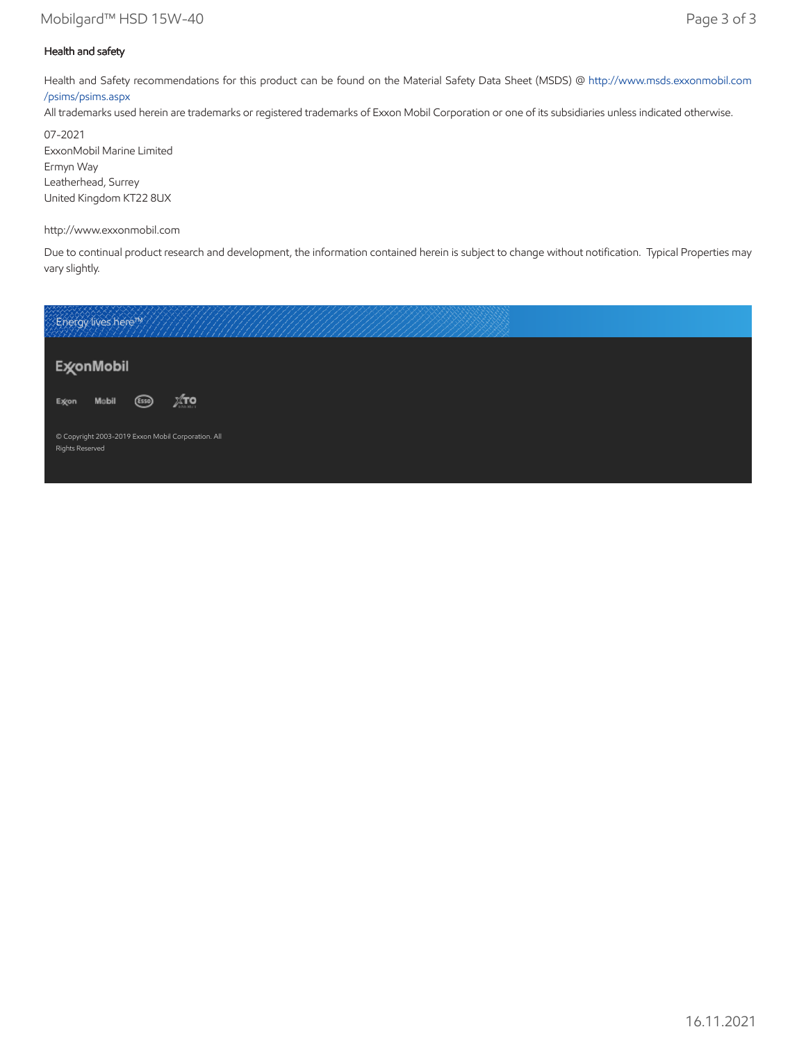### Health and safety

Health and Safety recommendations for this product can be found on the Material Safety Data Sheet (MSDS) @ http://www.msds.exxonmobil.com/psims/psims.aspx

All trademarks used herein are trademarks or registered trademarks of Exxon Mobil Corporation or one of its subsidiaries unless indicated otherwise.

07-2021
ExxonMobil Marine Limited
Ermyn Way
Leatherhead, Surrey
United Kingdom KT22 8UX

http://www.exxonmobil.com

Due to continual product research and development, the information contained herein is subject to change without notification. Typical Properties may vary slightly.

Energy lives here™

ExxonMobil

Exxon Mobil Esso XTO

© Copyright 2003-2019 Exxon Mobil Corporation. All Rights Reserved